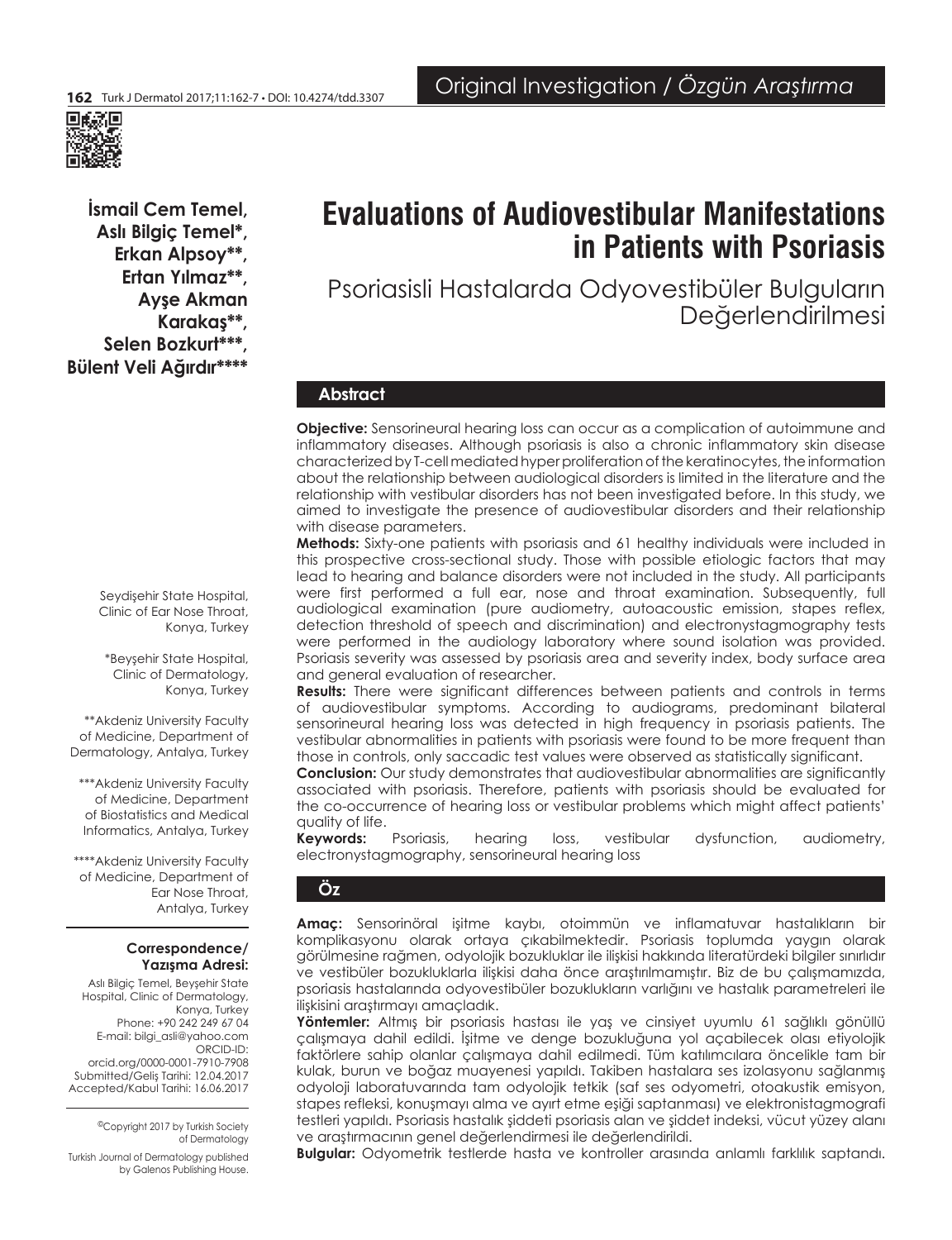Original Investigation / *Özgün Araştırma*

# Evaluations of Audiovestibular Manifestations in Patients with Psoriasis

## Psoriasisli Hastalarda Odyovestibüler Bulguların Değerlendirilmesi

**İsmail Cem Temel, Aslı Bilgiç Temel*, Erkan Alpsoy**, Ertan Yılmaz**, Ayşe Akman Karakaş**, Selen Bozkurt***, Bülent Veli Ağırdır****** 

Seydişehir State Hospital, Clinic of Ear Nose Throat, Konya, Turkey

*Beyşehir State Hospital, Clinic of Dermatology, Konya, Turkey

**Akdeniz University Faculty of Medicine, Department of Dermatology, Antalya, Turkey

***Akdeniz University Faculty of Medicine, Department of Biostatistics and Medical Informatics, Antalya, Turkey

****Akdeniz University Faculty of Medicine, Department of Ear Nose Throat, Antalya, Turkey

**Correspondence/ Yazışma Adresi:**
Aslı Bilgiç Temel, Beyşehir State Hospital, Clinic of Dermatology, Konya, Turkey
Phone: +90 242 249 67 04
E-mail: bilgi_asli@yahoo.com
ORCID-ID: orcid.org/0000-0001-7910-7908
Submitted/Geliş Tarihi: 12.04.2017
Accepted/Kabul Tarihi: 16.06.2017

©Copyright 2017 by Turkish Society of Dermatology
Turkish Journal of Dermatology published by Galenos Publishing House.

## Abstract

**Objective:** Sensorineural hearing loss can occur as a complication of autoimmune and inflammatory diseases. Although psoriasis is also a chronic inflammatory skin disease characterized by T-cell mediated hyper proliferation of the keratinocytes, the information about the relationship between audiological disorders is limited in the literature and the relationship with vestibular disorders has not been investigated before. In this study, we aimed to investigate the presence of audiovestibular disorders and their relationship with disease parameters.

**Methods:** Sixty-one patients with psoriasis and 61 healthy individuals were included in this prospective cross-sectional study. Those with possible etiologic factors that may lead to hearing and balance disorders were not included in the study. All participants were first performed a full ear, nose and throat examination. Subsequently, full audiological examination (pure audiometry, autoacoustic emission, stapes reflex, detection threshold of speech and discrimination) and electronystagmography tests were performed in the audiology laboratory where sound isolation was provided. Psoriasis severity was assessed by psoriasis area and severity index, body surface area and general evaluation of researcher.

**Results:** There were significant differences between patients and controls in terms of audiovestibular symptoms. According to audiograms, predominant bilateral sensorineural hearing loss was detected in high frequency in psoriasis patients. The vestibular abnormalities in patients with psoriasis were found to be more frequent than those in controls, only saccadic test values were observed as statistically significant.

**Conclusion:** Our study demonstrates that audiovestibular abnormalities are significantly associated with psoriasis. Therefore, patients with psoriasis should be evaluated for the co-occurrence of hearing loss or vestibular problems which might affect patients' quality of life.

**Keywords:** Psoriasis, hearing loss, vestibular dysfunction, audiometry, electronystagmography, sensorineural hearing loss

## Öz

**Amaç:** Sensorinöral işitme kaybı, otoimmün ve inflamatuvar hastalıkların bir komplikasyonu olarak ortaya çıkabilmektedir. Psoriasis toplumda yaygın olarak görülmesine rağmen, odyolojik bozukluklar ile ilişkisi hakkında literatürdeki bilgiler sınırlıdır ve vestibüler bozukluklarla ilişkisi daha önce araştırılmamıştır. Biz de bu çalışmamızda, psoriasis hastalarında odyovestibüler bozuklukların varlığını ve hastalık parametreleri ile ilişkisini araştırmayı amaçladık.

**Yöntemler:** Altmış bir psoriasis hastası ile yaş ve cinsiyet uyumlu 61 sağlıklı gönüllü çalışmaya dahil edildi. İşitme ve denge bozukluğuna yol açabilecek olası etiyolojik faktörlere sahip olanlar çalışmaya dahil edilmedi. Tüm katılımcılara öncelikle tam bir kulak, burun ve boğaz muayenesi yapıldı. Takiben hastalara ses izolasyonu sağlanmış odyoloji laboratuvarında tam odyolojik tetkik (saf ses odyometri, otoakustik emisyon, stapes refleksi, konuşmayı alma ve ayırt etme eşiği saptanması) ve elektronistagmografi testleri yapıldı. Psoriasis hastalık şiddeti psoriasis alan ve şiddet indeksi, vücut yüzey alanı ve araştırmacının genel değerlendirmesi ile değerlendirildi.

**Bulgular:** Odyometrik testlerde hasta ve kontroller arasında anlamlı farklılık saptandı.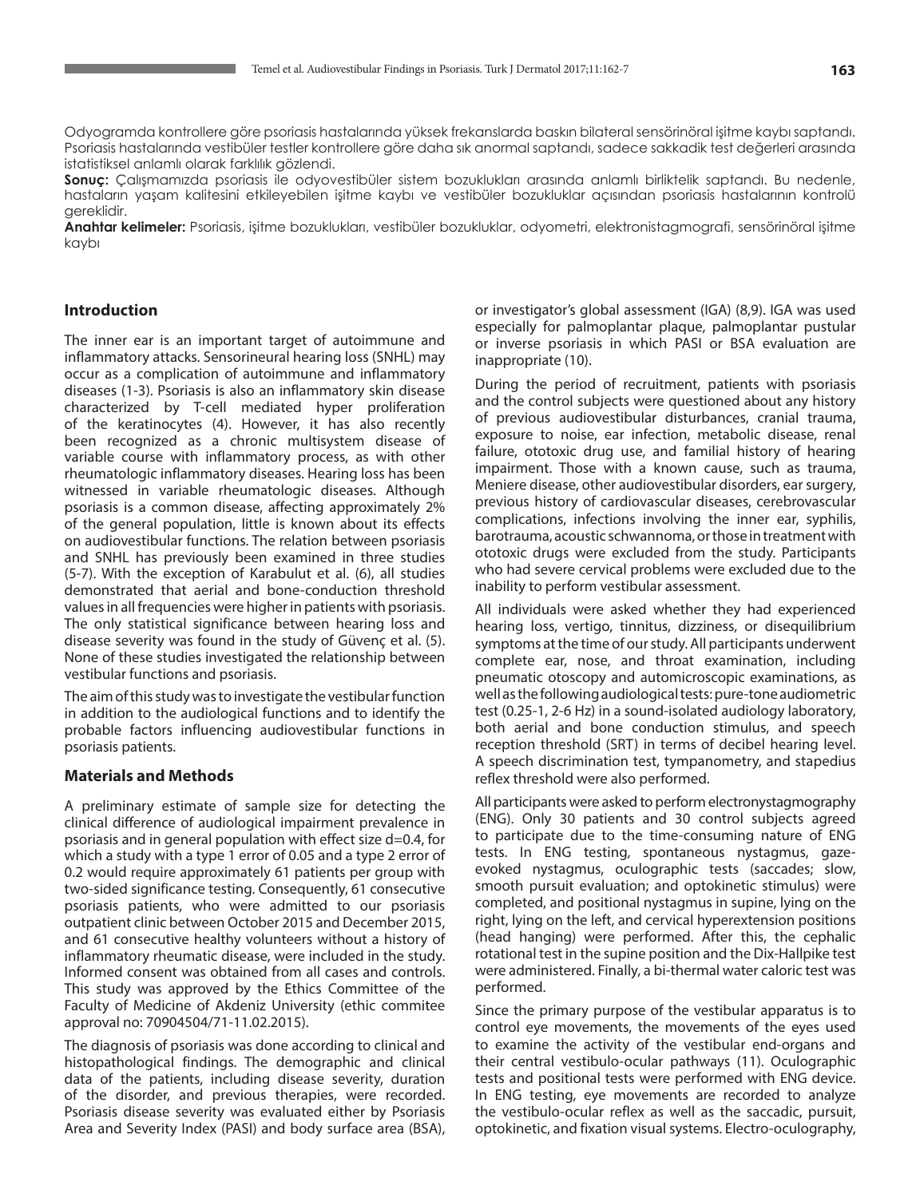Odyogramda kontrollere göre psoriasis hastalarında yüksek frekanslarda baskın bilateral sensörinöral işitme kaybı saptandı. Psoriasis hastalarında vestibüler testler kontrollere göre daha sık anormal saptandı, sadece sakkadik test değerleri arasında istatistiksel anlamlı olarak farklılık gözlendi.

**Sonuç:** Çalışmamızda psoriasis ile odyovestibüler sistem bozuklukları arasında anlamlı birliktelik saptandı. Bu nedenle, hastaların yaşam kalitesini etkileyebilen işitme kaybı ve vestibüler bozukluklar açısından psoriasis hastalarının kontrolü gereklidir.

**Anahtar kelimeler:** Psoriasis, işitme bozuklukları, vestibüler bozukluklar, odyometri, elektronistagmografi, sensörinöral işitme kaybı

## Introduction

The inner ear is an important target of autoimmune and inflammatory attacks. Sensorineural hearing loss (SNHL) may occur as a complication of autoimmune and inflammatory diseases (1-3). Psoriasis is also an inflammatory skin disease characterized by T-cell mediated hyper proliferation of the keratinocytes (4). However, it has also recently been recognized as a chronic multisystem disease of variable course with inflammatory process, as with other rheumatologic inflammatory diseases. Hearing loss has been witnessed in variable rheumatologic diseases. Although psoriasis is a common disease, affecting approximately 2% of the general population, little is known about its effects on audiovestibular functions. The relation between psoriasis and SNHL has previously been examined in three studies (5-7). With the exception of Karabulut et al. (6), all studies demonstrated that aerial and bone-conduction threshold values in all frequencies were higher in patients with psoriasis. The only statistical significance between hearing loss and disease severity was found in the study of Güvenç et al. (5). None of these studies investigated the relationship between vestibular functions and psoriasis.

The aim of this study was to investigate the vestibular function in addition to the audiological functions and to identify the probable factors influencing audiovestibular functions in psoriasis patients.

## Materials and Methods

A preliminary estimate of sample size for detecting the clinical difference of audiological impairment prevalence in psoriasis and in general population with effect size d=0.4, for which a study with a type 1 error of 0.05 and a type 2 error of 0.2 would require approximately 61 patients per group with two-sided significance testing. Consequently, 61 consecutive psoriasis patients, who were admitted to our psoriasis outpatient clinic between October 2015 and December 2015, and 61 consecutive healthy volunteers without a history of inflammatory rheumatic disease, were included in the study. Informed consent was obtained from all cases and controls. This study was approved by the Ethics Committee of the Faculty of Medicine of Akdeniz University (ethic commitee approval no: 70904504/71-11.02.2015).

The diagnosis of psoriasis was done according to clinical and histopathological findings. The demographic and clinical data of the patients, including disease severity, duration of the disorder, and previous therapies, were recorded. Psoriasis disease severity was evaluated either by Psoriasis Area and Severity Index (PASI) and body surface area (BSA), or investigator's global assessment (IGA) (8,9). IGA was used especially for palmoplantar plaque, palmoplantar pustular or inverse psoriasis in which PASI or BSA evaluation are inappropriate (10).

During the period of recruitment, patients with psoriasis and the control subjects were questioned about any history of previous audiovestibular disturbances, cranial trauma, exposure to noise, ear infection, metabolic disease, renal failure, ototoxic drug use, and familial history of hearing impairment. Those with a known cause, such as trauma, Meniere disease, other audiovestibular disorders, ear surgery, previous history of cardiovascular diseases, cerebrovascular complications, infections involving the inner ear, syphilis, barotrauma, acoustic schwannoma, or those in treatment with ototoxic drugs were excluded from the study. Participants who had severe cervical problems were excluded due to the inability to perform vestibular assessment.

All individuals were asked whether they had experienced hearing loss, vertigo, tinnitus, dizziness, or disequilibrium symptoms at the time of our study. All participants underwent complete ear, nose, and throat examination, including pneumatic otoscopy and automicroscopic examinations, as well as the following audiological tests: pure-tone audiometric test (0.25-1, 2-6 Hz) in a sound-isolated audiology laboratory, both aerial and bone conduction stimulus, and speech reception threshold (SRT) in terms of decibel hearing level. A speech discrimination test, tympanometry, and stapedius reflex threshold were also performed.

All participants were asked to perform electronystagmography (ENG). Only 30 patients and 30 control subjects agreed to participate due to the time-consuming nature of ENG tests. In ENG testing, spontaneous nystagmus, gaze-evoked nystagmus, oculographic tests (saccades; slow, smooth pursuit evaluation; and optokinetic stimulus) were completed, and positional nystagmus in supine, lying on the right, lying on the left, and cervical hyperextension positions (head hanging) were performed. After this, the cephalic rotational test in the supine position and the Dix-Hallpike test were administered. Finally, a bi-thermal water caloric test was performed.

Since the primary purpose of the vestibular apparatus is to control eye movements, the movements of the eyes used to examine the activity of the vestibular end-organs and their central vestibulo-ocular pathways (11). Oculographic tests and positional tests were performed with ENG device. In ENG testing, eye movements are recorded to analyze the vestibulo-ocular reflex as well as the saccadic, pursuit, optokinetic, and fixation visual systems. Electro-oculography,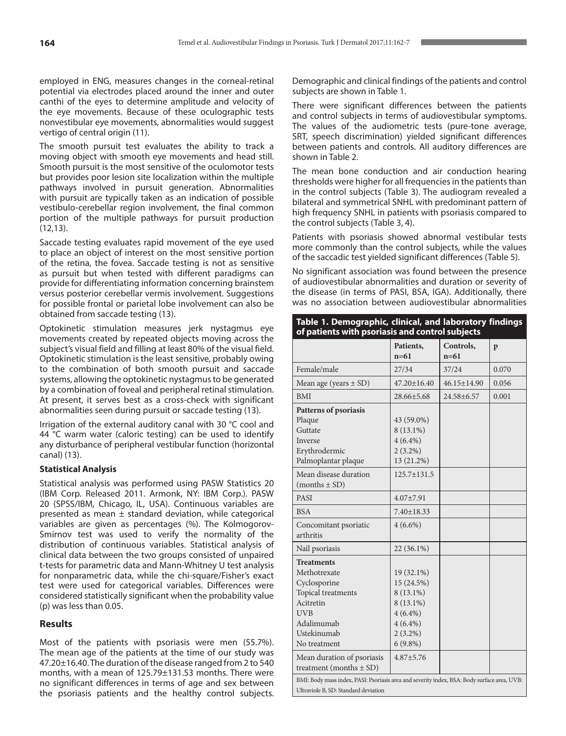employed in ENG, measures changes in the corneal-retinal potential via electrodes placed around the inner and outer canthi of the eyes to determine amplitude and velocity of the eye movements. Because of these oculographic tests nonvestibular eye movements, abnormalities would suggest vertigo of central origin (11).

The smooth pursuit test evaluates the ability to track a moving object with smooth eye movements and head still. Smooth pursuit is the most sensitive of the oculomotor tests but provides poor lesion site localization within the multiple pathways involved in pursuit generation. Abnormalities with pursuit are typically taken as an indication of possible vestibulo-cerebellar region involvement, the final common portion of the multiple pathways for pursuit production (12,13).

Saccade testing evaluates rapid movement of the eye used to place an object of interest on the most sensitive portion of the retina, the fovea. Saccade testing is not as sensitive as pursuit but when tested with different paradigms can provide for differentiating information concerning brainstem versus posterior cerebellar vermis involvement. Suggestions for possible frontal or parietal lobe involvement can also be obtained from saccade testing (13).

Optokinetic stimulation measures jerk nystagmus eye movements created by repeated objects moving across the subject's visual field and filling at least 80% of the visual field. Optokinetic stimulation is the least sensitive, probably owing to the combination of both smooth pursuit and saccade systems, allowing the optokinetic nystagmus to be generated by a combination of foveal and peripheral retinal stimulation. At present, it serves best as a cross-check with significant abnormalities seen during pursuit or saccade testing (13).

Irrigation of the external auditory canal with 30 °C cool and 44 °C warm water (caloric testing) can be used to identify any disturbance of peripheral vestibular function (horizontal canal) (13).

### Statistical Analysis

Statistical analysis was performed using PASW Statistics 20 (IBM Corp. Released 2011. Armonk, NY: IBM Corp.). PASW 20 (SPSS/IBM, Chicago, IL, USA). Continuous variables are presented as mean ± standard deviation, while categorical variables are given as percentages (%). The Kolmogorov-Smirnov test was used to verify the normality of the distribution of continuous variables. Statistical analysis of clinical data between the two groups consisted of unpaired t-tests for parametric data and Mann-Whitney U test analysis for nonparametric data, while the chi-square/Fisher's exact test were used for categorical variables. Differences were considered statistically significant when the probability value (p) was less than 0.05.

## Results

Most of the patients with psoriasis were men (55.7%). The mean age of the patients at the time of our study was 47.20±16.40. The duration of the disease ranged from 2 to 540 months, with a mean of 125.79±131.53 months. There were no significant differences in terms of age and sex between the psoriasis patients and the healthy control subjects. Demographic and clinical findings of the patients and control subjects are shown in Table 1.

There were significant differences between the patients and control subjects in terms of audiovestibular symptoms. The values of the audiometric tests (pure-tone average, SRT, speech discrimination) yielded significant differences between patients and controls. All auditory differences are shown in Table 2.

The mean bone conduction and air conduction hearing thresholds were higher for all frequencies in the patients than in the control subjects (Table 3). The audiogram revealed a bilateral and symmetrical SNHL with predominant pattern of high frequency SNHL in patients with psoriasis compared to the control subjects (Table 3, 4).

Patients with psoriasis showed abnormal vestibular tests more commonly than the control subjects, while the values of the saccadic test yielded significant differences (Table 5).

No significant association was found between the presence of audiovestibular abnormalities and duration or severity of the disease (in terms of PASI, BSA, IGA). Additionally, there was no association between audiovestibular abnormalities

**Table 1. Demographic, clinical, and laboratory findings of patients with psoriasis and control subjects**

| | Patients, n=61 | Controls, n=61 | p |
|---|---|---|---|
| Female/male | 27/34 | 37/24 | 0.070 |
| Mean age (years ± SD) | 47.20±16.40 | 46.15±14.90 | 0.056 |
| BMI | 28.66±5.68 | 24.58±6.57 | 0.001 |
| **Patterns of psoriasis** | | | |
| Plaque | 43 (59.0%) | | |
| Guttate | 8 (13.1%) | | |
| Inverse | 4 (6.4%) | | |
| Erythrodermic | 2 (3.2%) | | |
| Palmoplantar plaque | 13 (21.2%) | | |
| Mean disease duration (months ± SD) | 125.7±131.5 | | |
| PASI | 4.07±7.91 | | |
| BSA | 7.40±18.33 | | |
| Concomitant psoriatic arthritis | 4 (6.6%) | | |
| Nail psoriasis | 22 (36.1%) | | |
| **Treatments** | | | |
| Methotrexate | 19 (32.1%) | | |
| Cyclosporine | 15 (24.5%) | | |
| Topical treatments | 8 (13.1%) | | |
| Acitretin | 8 (13.1%) | | |
| UVB | 4 (6.4%) | | |
| Adalimumab | 4 (6.4%) | | |
| Ustekinumab | 2 (3.2%) | | |
| No treatment | 6 (9.8%) | | |
| Mean duration of psoriasis treatment (months ± SD) | 4.87±5.76 | | |

BMI: Body mass index, PASI: Psoriasis area and severity index, BSA: Body surface area, UVB: Ultraviole B, SD: Standard deviation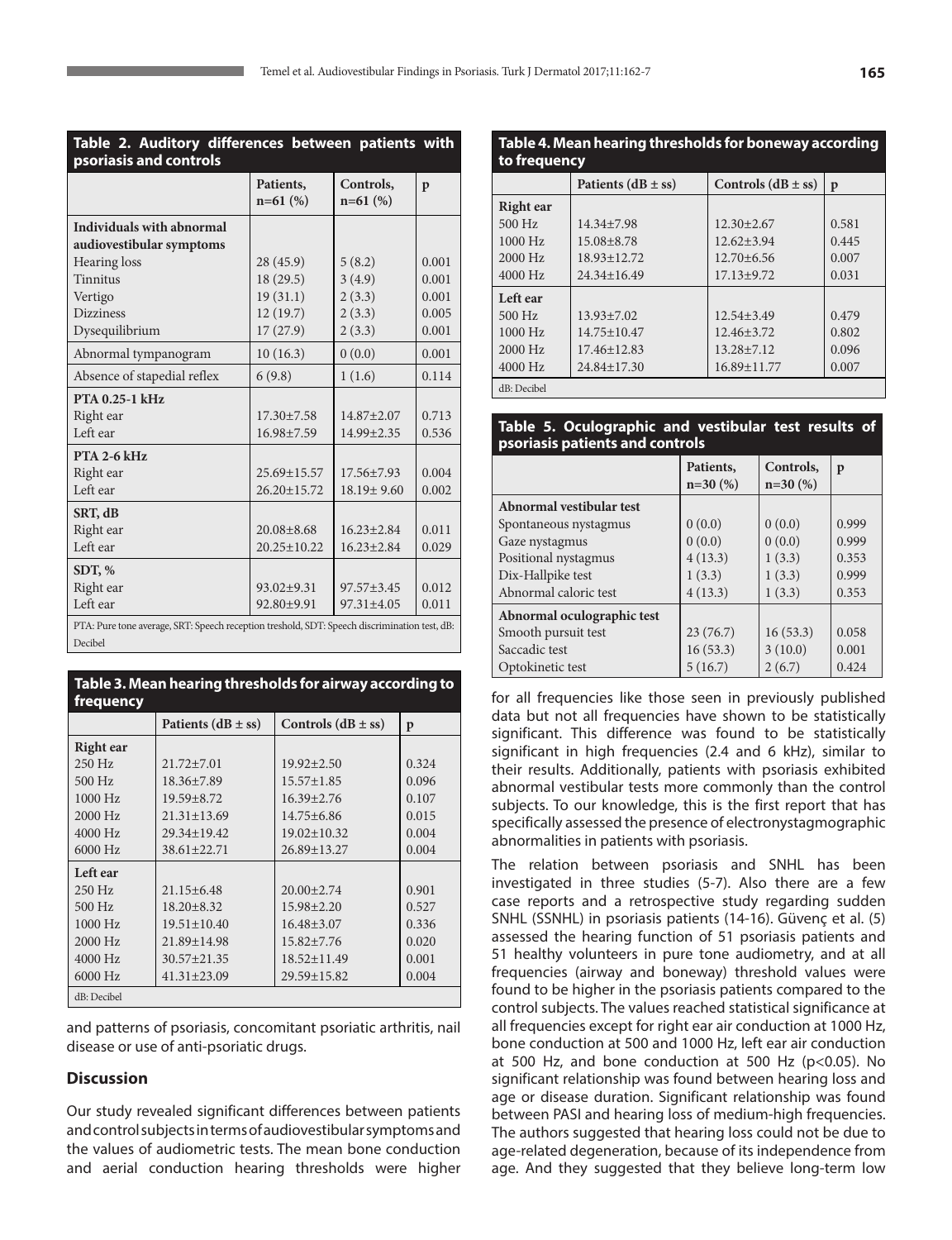**Table 2. Auditory differences between patients with psoriasis and controls**

| | Patients, n=61 (%) | Controls, n=61 (%) | p |
|---|---|---|---|
| **Individuals with abnormal audiovestibular symptoms** | | | |
| Hearing loss | 28 (45.9) | 5 (8.2) | 0.001 |
| Tinnitus | 18 (29.5) | 3 (4.9) | 0.001 |
| Vertigo | 19 (31.1) | 2 (3.3) | 0.001 |
| Dizziness | 12 (19.7) | 2 (3.3) | 0.005 |
| Dysequilibrium | 17 (27.9) | 2 (3.3) | 0.001 |
| Abnormal tympanogram | 10 (16.3) | 0 (0.0) | 0.001 |
| Absence of stapedial reflex | 6 (9.8) | 1 (1.6) | 0.114 |
| **PTA 0.25-1 kHz** | | | |
| Right ear | 17.30±7.58 | 14.87±2.07 | 0.713 |
| Left ear | 16.98±7.59 | 14.99±2.35 | 0.536 |
| **PTA 2-6 kHz** | | | |
| Right ear | 25.69±15.57 | 17.56±7.93 | 0.004 |
| Left ear | 26.20±15.72 | 18.19± 9.60 | 0.002 |
| **SRT, dB** | | | |
| Right ear | 20.08±8.68 | 16.23±2.84 | 0.011 |
| Left ear | 20.25±10.22 | 16.23±2.84 | 0.029 |
| **SDT, %** | | | |
| Right ear | 93.02±9.31 | 97.57±3.45 | 0.012 |
| Left ear | 92.80±9.91 | 97.31±4.05 | 0.011 |

PTA: Pure tone average, SRT: Speech reception treshold, SDT: Speech discrimination test, dB: Decibel

**Table 3. Mean hearing thresholds for airway according to frequency**

| | Patients (dB ± ss) | Controls (dB ± ss) | p |
|---|---|---|---|
| **Right ear** | | | |
| 250 Hz | 21.72±7.01 | 19.92±2.50 | 0.324 |
| 500 Hz | 18.36±7.89 | 15.57±1.85 | 0.096 |
| 1000 Hz | 19.59±8.72 | 16.39±2.76 | 0.107 |
| 2000 Hz | 21.31±13.69 | 14.75±6.86 | 0.015 |
| 4000 Hz | 29.34±19.42 | 19.02±10.32 | 0.004 |
| 6000 Hz | 38.61±22.71 | 26.89±13.27 | 0.004 |
| **Left ear** | | | |
| 250 Hz | 21.15±6.48 | 20.00±2.74 | 0.901 |
| 500 Hz | 18.20±8.32 | 15.98±2.20 | 0.527 |
| 1000 Hz | 19.51±10.40 | 16.48±3.07 | 0.336 |
| 2000 Hz | 21.89±14.98 | 15.82±7.76 | 0.020 |
| 4000 Hz | 30.57±21.35 | 18.52±11.49 | 0.001 |
| 6000 Hz | 41.31±23.09 | 29.59±15.82 | 0.004 |

dB: Decibel

and patterns of psoriasis, concomitant psoriatic arthritis, nail disease or use of anti-psoriatic drugs.

## Discussion

Our study revealed significant differences between patients and control subjects in terms of audiovestibular symptoms and the values of audiometric tests. The mean bone conduction and aerial conduction hearing thresholds were higher for all frequencies like those seen in previously published data but not all frequencies have shown to be statistically significant. This difference was found to be statistically significant in high frequencies (2.4 and 6 kHz), similar to their results. Additionally, patients with psoriasis exhibited abnormal vestibular tests more commonly than the control subjects. To our knowledge, this is the first report that has specifically assessed the presence of electronystagmographic abnormalities in patients with psoriasis.

The relation between psoriasis and SNHL has been investigated in three studies (5-7). Also there are a few case reports and a retrospective study regarding sudden SNHL (SSNHL) in psoriasis patients (14-16). Güvenç et al. (5) assessed the hearing function of 51 psoriasis patients and 51 healthy volunteers in pure tone audiometry, and at all frequencies (airway and boneway) threshold values were found to be higher in the psoriasis patients compared to the control subjects. The values reached statistical significance at all frequencies except for right ear air conduction at 1000 Hz, bone conduction at 500 and 1000 Hz, left ear air conduction at 500 Hz, and bone conduction at 500 Hz ($p<0.05$). No significant relationship was found between hearing loss and age or disease duration. Significant relationship was found between PASI and hearing loss of medium-high frequencies. The authors suggested that hearing loss could not be due to age-related degeneration, because of its independence from age. And they suggested that they believe long-term low

**Table 4. Mean hearing thresholds for boneway according to frequency**

| | Patients (dB ± ss) | Controls (dB ± ss) | p |
|---|---|---|---|
| **Right ear** | | | |
| 500 Hz | 14.34±7.98 | 12.30±2.67 | 0.581 |
| 1000 Hz | 15.08±8.78 | 12.62±3.94 | 0.445 |
| 2000 Hz | 18.93±12.72 | 12.70±6.56 | 0.007 |
| 4000 Hz | 24.34±16.49 | 17.13±9.72 | 0.031 |
| **Left ear** | | | |
| 500 Hz | 13.93±7.02 | 12.54±3.49 | 0.479 |
| 1000 Hz | 14.75±10.47 | 12.46±3.72 | 0.802 |
| 2000 Hz | 17.46±12.83 | 13.28±7.12 | 0.096 |
| 4000 Hz | 24.84±17.30 | 16.89±11.77 | 0.007 |

dB: Decibel

**Table 5. Oculographic and vestibular test results of psoriasis patients and controls**

| | Patients, n=30 (%) | Controls, n=30 (%) | p |
|---|---|---|---|
| **Abnormal vestibular test** | | | |
| Spontaneous nystagmus | 0 (0.0) | 0 (0.0) | 0.999 |
| Gaze nystagmus | 0 (0.0) | 0 (0.0) | 0.999 |
| Positional nystagmus | 4 (13.3) | 1 (3.3) | 0.353 |
| Dix-Hallpike test | 1 (3.3) | 1 (3.3) | 0.999 |
| Abnormal caloric test | 4 (13.3) | 1 (3.3) | 0.353 |
| **Abnormal oculographic test** | | | |
| Smooth pursuit test | 23 (76.7) | 16 (53.3) | 0.058 |
| Saccadic test | 16 (53.3) | 3 (10.0) | 0.001 |
| Optokinetic test | 5 (16.7) | 2 (6.7) | 0.424 |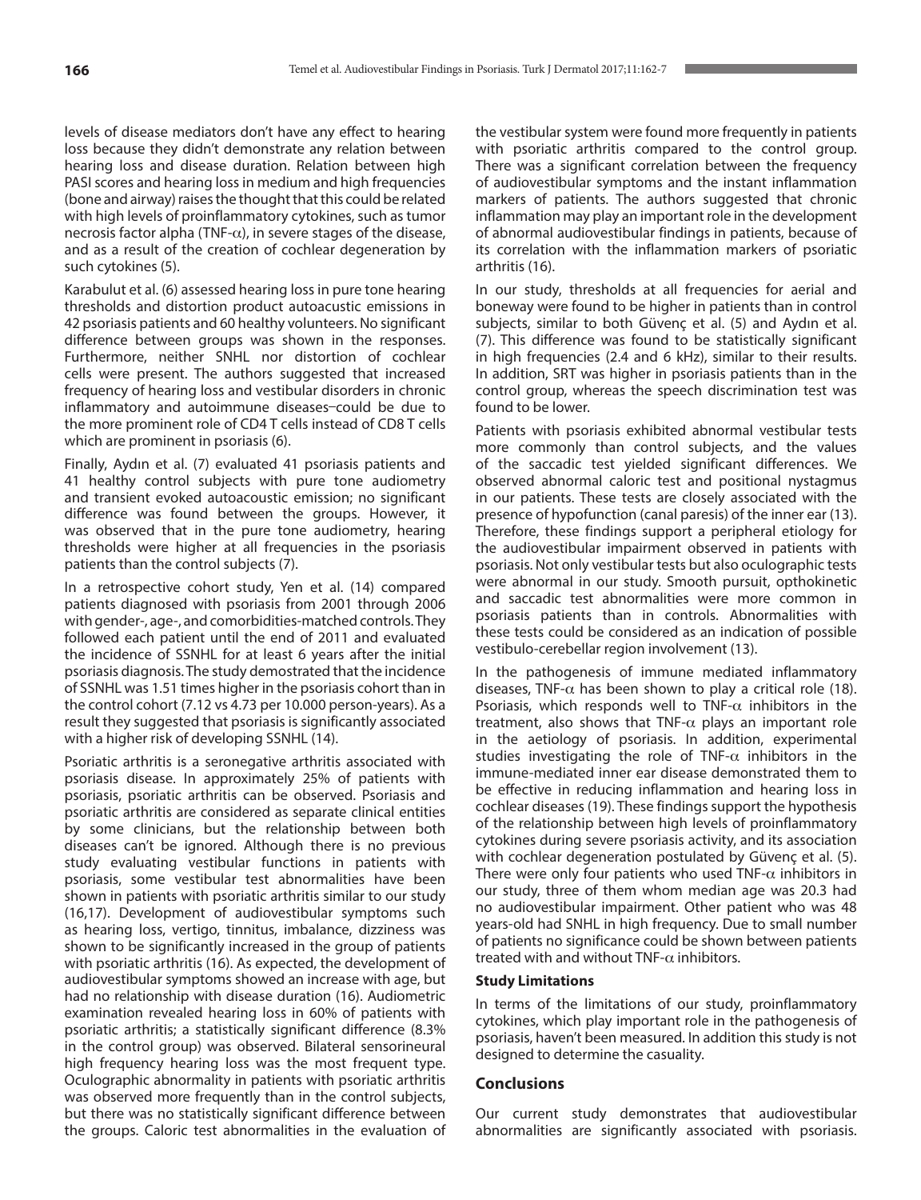levels of disease mediators don't have any effect to hearing loss because they didn't demonstrate any relation between hearing loss and disease duration. Relation between high PASI scores and hearing loss in medium and high frequencies (bone and airway) raises the thought that this could be related with high levels of proinflammatory cytokines, such as tumor necrosis factor alpha (TNF-$\alpha$), in severe stages of the disease, and as a result of the creation of cochlear degeneration by such cytokines (5).

Karabulut et al. (6) assessed hearing loss in pure tone hearing thresholds and distortion product autoacustic emissions in 42 psoriasis patients and 60 healthy volunteers. No significant difference between groups was shown in the responses. Furthermore, neither SNHL nor distortion of cochlear cells were present. The authors suggested that increased frequency of hearing loss and vestibular disorders in chronic inflammatory and autoimmune diseases–could be due to the more prominent role of CD4 T cells instead of CD8 T cells which are prominent in psoriasis (6).

Finally, Aydın et al. (7) evaluated 41 psoriasis patients and 41 healthy control subjects with pure tone audiometry and transient evoked autoacoustic emission; no significant difference was found between the groups. However, it was observed that in the pure tone audiometry, hearing thresholds were higher at all frequencies in the psoriasis patients than the control subjects (7).

In a retrospective cohort study, Yen et al. (14) compared patients diagnosed with psoriasis from 2001 through 2006 with gender-, age-, and comorbidities-matched controls. They followed each patient until the end of 2011 and evaluated the incidence of SSNHL for at least 6 years after the initial psoriasis diagnosis. The study demostrated that the incidence of SSNHL was 1.51 times higher in the psoriasis cohort than in the control cohort (7.12 vs 4.73 per 10.000 person-years). As a result they suggested that psoriasis is significantly associated with a higher risk of developing SSNHL (14).

Psoriatic arthritis is a seronegative arthritis associated with psoriasis disease. In approximately 25% of patients with psoriasis, psoriatic arthritis can be observed. Psoriasis and psoriatic arthritis are considered as separate clinical entities by some clinicians, but the relationship between both diseases can't be ignored. Although there is no previous study evaluating vestibular functions in patients with psoriasis, some vestibular test abnormalities have been shown in patients with psoriatic arthritis similar to our study (16,17). Development of audiovestibular symptoms such as hearing loss, vertigo, tinnitus, imbalance, dizziness was shown to be significantly increased in the group of patients with psoriatic arthritis (16). As expected, the development of audiovestibular symptoms showed an increase with age, but had no relationship with disease duration (16). Audiometric examination revealed hearing loss in 60% of patients with psoriatic arthritis; a statistically significant difference (8.3% in the control group) was observed. Bilateral sensorineural high frequency hearing loss was the most frequent type. Oculographic abnormality in patients with psoriatic arthritis was observed more frequently than in the control subjects, but there was no statistically significant difference between the groups. Caloric test abnormalities in the evaluation of the vestibular system were found more frequently in patients with psoriatic arthritis compared to the control group. There was a significant correlation between the frequency of audiovestibular symptoms and the instant inflammation markers of patients. The authors suggested that chronic inflammation may play an important role in the development of abnormal audiovestibular findings in patients, because of its correlation with the inflammation markers of psoriatic arthritis (16).

In our study, thresholds at all frequencies for aerial and boneway were found to be higher in patients than in control subjects, similar to both Güvenç et al. (5) and Aydın et al. (7). This difference was found to be statistically significant in high frequencies (2.4 and 6 kHz), similar to their results. In addition, SRT was higher in psoriasis patients than in the control group, whereas the speech discrimination test was found to be lower.

Patients with psoriasis exhibited abnormal vestibular tests more commonly than control subjects, and the values of the saccadic test yielded significant differences. We observed abnormal caloric test and positional nystagmus in our patients. These tests are closely associated with the presence of hypofunction (canal paresis) of the inner ear (13). Therefore, these findings support a peripheral etiology for the audiovestibular impairment observed in patients with psoriasis. Not only vestibular tests but also oculographic tests were abnormal in our study. Smooth pursuit, opthokinetic and saccadic test abnormalities were more common in psoriasis patients than in controls. Abnormalities with these tests could be considered as an indication of possible vestibulo-cerebellar region involvement (13).

In the pathogenesis of immune mediated inflammatory diseases, TNF-$\alpha$ has been shown to play a critical role (18). Psoriasis, which responds well to TNF-$\alpha$ inhibitors in the treatment, also shows that TNF-$\alpha$ plays an important role in the aetiology of psoriasis. In addition, experimental studies investigating the role of TNF-$\alpha$ inhibitors in the immune-mediated inner ear disease demonstrated them to be effective in reducing inflammation and hearing loss in cochlear diseases (19). These findings support the hypothesis of the relationship between high levels of proinflammatory cytokines during severe psoriasis activity, and its association with cochlear degeneration postulated by Güvenç et al. (5). There were only four patients who used TNF-$\alpha$ inhibitors in our study, three of them whom median age was 20.3 had no audiovestibular impairment. Other patient who was 48 years-old had SNHL in high frequency. Due to small number of patients no significance could be shown between patients treated with and without TNF-$\alpha$ inhibitors.

### Study Limitations

In terms of the limitations of our study, proinflammatory cytokines, which play important role in the pathogenesis of psoriasis, haven't been measured. In addition this study is not designed to determine the casuality.

## Conclusions

Our current study demonstrates that audiovestibular abnormalities are significantly associated with psoriasis.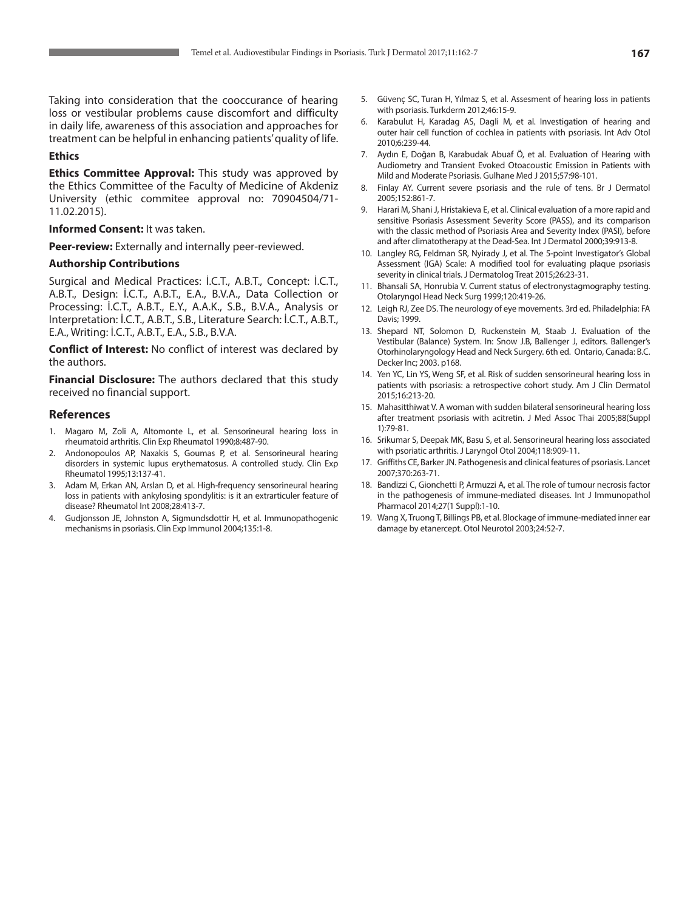Taking into consideration that the cooccurance of hearing loss or vestibular problems cause discomfort and difficulty in daily life, awareness of this association and approaches for treatment can be helpful in enhancing patients' quality of life.

### Ethics

**Ethics Committee Approval:** This study was approved by the Ethics Committee of the Faculty of Medicine of Akdeniz University (ethic commitee approval no: 70904504/71-11.02.2015).

**Informed Consent:** It was taken.

**Peer-review:** Externally and internally peer-reviewed.

### Authorship Contributions

Surgical and Medical Practices: İ.C.T., A.B.T., Concept: İ.C.T., A.B.T., Design: İ.C.T., A.B.T., E.A., B.V.A., Data Collection or Processing: İ.C.T., A.B.T., E.Y., A.A.K., S.B., B.V.A., Analysis or Interpretation: İ.C.T., A.B.T., S.B., Literature Search: İ.C.T., A.B.T., E.A., Writing: İ.C.T., A.B.T., E.A., S.B., B.V.A.

**Conflict of Interest:** No conflict of interest was declared by the authors.

**Financial Disclosure:** The authors declared that this study received no financial support.

## References

1. Magaro M, Zoli A, Altomonte L, et al. Sensorineural hearing loss in rheumatoid arthritis. Clin Exp Rheumatol 1990;8:487-90.
2. Andonopoulos AP, Naxakis S, Goumas P, et al. Sensorineural hearing disorders in systemic lupus erythematosus. A controlled study. Clin Exp Rheumatol 1995;13:137-41.
3. Adam M, Erkan AN, Arslan D, et al. High-frequency sensorineural hearing loss in patients with ankylosing spondylitis: is it an extrarticuler feature of disease? Rheumatol Int 2008;28:413-7.
4. Gudjonsson JE, Johnston A, Sigmundsdottir H, et al. Immunopathogenic mechanisms in psoriasis. Clin Exp Immunol 2004;135:1-8.
5. Güvenç SC, Turan H, Yılmaz S, et al. Assesment of hearing loss in patients with psoriasis. Turkderm 2012;46:15-9.
6. Karabulut H, Karadag AS, Dagli M, et al. Investigation of hearing and outer hair cell function of cochlea in patients with psoriasis. Int Adv Otol 2010;6:239-44.
7. Aydın E, Doğan B, Karabudak Abuaf Ö, et al. Evaluation of Hearing with Audiometry and Transient Evoked Otoacoustic Emission in Patients with Mild and Moderate Psoriasis. Gulhane Med J 2015;57:98-101.
8. Finlay AY. Current severe psoriasis and the rule of tens. Br J Dermatol 2005;152:861-7.
9. Harari M, Shani J, Hristakieva E, et al. Clinical evaluation of a more rapid and sensitive Psoriasis Assessment Severity Score (PASS), and its comparison with the classic method of Psoriasis Area and Severity Index (PASI), before and after climatotherapy at the Dead-Sea. Int J Dermatol 2000;39:913-8.
10. Langley RG, Feldman SR, Nyirady J, et al. The 5-point Investigator's Global Assessment (IGA) Scale: A modified tool for evaluating plaque psoriasis severity in clinical trials. J Dermatolog Treat 2015;26:23-31.
11. Bhansali SA, Honrubia V. Current status of electronystagmography testing. Otolaryngol Head Neck Surg 1999;120:419-26.
12. Leigh RJ, Zee DS. The neurology of eye movements. 3rd ed. Philadelphia: FA Davis; 1999.
13. Shepard NT, Solomon D, Ruckenstein M, Staab J. Evaluation of the Vestibular (Balance) System. In: Snow J.B, Ballenger J, editors. Ballenger's Otorhinolaryngology Head and Neck Surgery. 6th ed. Ontario, Canada: B.C. Decker Inc; 2003. p168.
14. Yen YC, Lin YS, Weng SF, et al. Risk of sudden sensorineural hearing loss in patients with psoriasis: a retrospective cohort study. Am J Clin Dermatol 2015;16:213-20.
15. Mahasitthiwat V. A woman with sudden bilateral sensorineural hearing loss after treatment psoriasis with acitretin. J Med Assoc Thai 2005;88(Suppl 1):79-81.
16. Srikumar S, Deepak MK, Basu S, et al. Sensorineural hearing loss associated with psoriatic arthritis. J Laryngol Otol 2004;118:909-11.
17. Griffiths CE, Barker JN. Pathogenesis and clinical features of psoriasis. Lancet 2007;370:263-71.
18. Bandizzi C, Gionchetti P, Armuzzi A, et al. The role of tumour necrosis factor in the pathogenesis of immune-mediated diseases. Int J Immunopathol Pharmacol 2014;27(1 Suppl):1-10.
19. Wang X, Truong T, Billings PB, et al. Blockage of immune-mediated inner ear damage by etanercept. Otol Neurotol 2003;24:52-7.